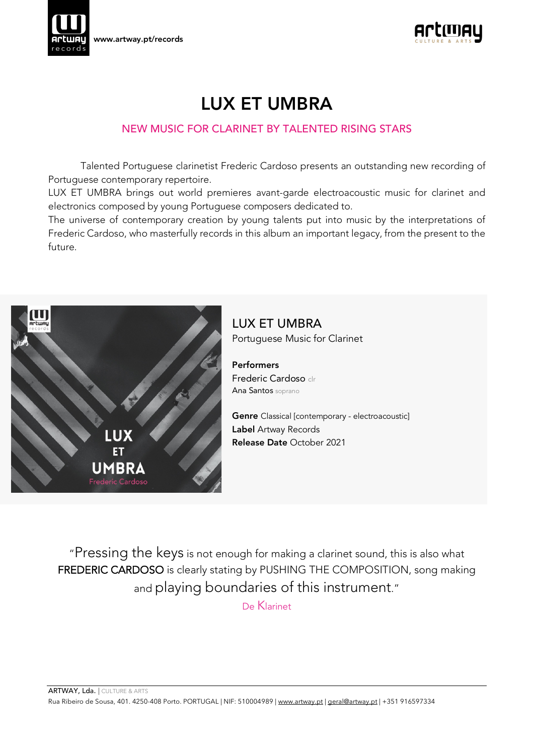www.artway.pt/records

# LUX ET UMBRA

## NEW MUSIC FOR CLARINET BY TALENTED RISING STARS

Talented Portuguese clarinetist Frederic Cardoso presents an outstanding new recording of Portuguese contemporary repertoire.
LUX ET UMBRA brings out world premieres avant-garde electroacoustic music for clarinet and electronics composed by young Portuguese composers dedicated to.
The universe of contemporary creation by young talents put into music by the interpretations of Frederic Cardoso, who masterfully records in this album an important legacy, from the present to the future.

### LUX ET UMBRA

Portuguese Music for Clarinet

**Performers**
Frederic Cardoso clr
Ana Santos soprano

**Genre** Classical [contemporary - electroacoustic]
**Label** Artway Records
**Release Date** October 2021

"Pressing the keys is not enough for making a clarinet sound, this is also what FREDERIC CARDOSO is clearly stating by PUSHING THE COMPOSITION, song making and playing boundaries of this instrument."

De Klarinet

ARTWAY, Lda. | CULTURE & ARTS
Rua Ribeiro de Sousa, 401. 4250-408 Porto. PORTUGAL | NIF: 510004989 | www.artway.pt | geral@artway.pt | +351 916597334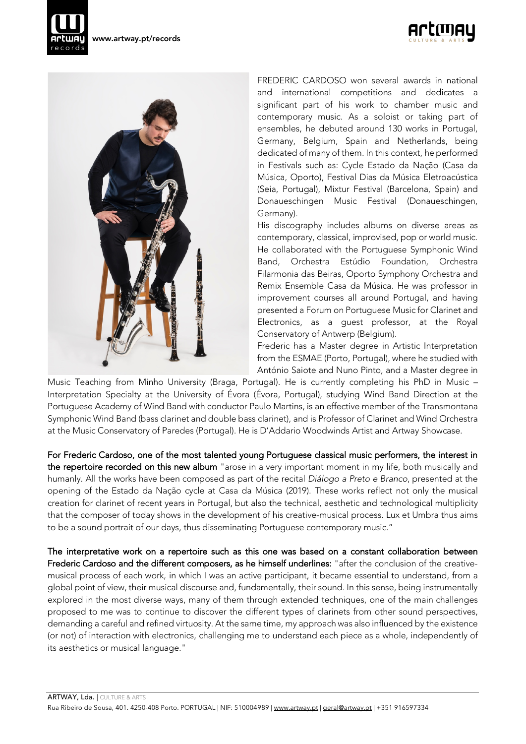FREDERIC CARDOSO won several awards in national and international competitions and dedicates a significant part of his work to chamber music and contemporary music. As a soloist or taking part of ensembles, he debuted around 130 works in Portugal, Germany, Belgium, Spain and Netherlands, being dedicated of many of them. In this context, he performed in Festivals such as: Cycle Estado da Nação (Casa da Música, Oporto), Festival Dias da Música Eletroacústica (Seia, Portugal), Mixtur Festival (Barcelona, Spain) and Donaueschingen Music Festival (Donaueschingen, Germany).

His discography includes albums on diverse areas as contemporary, classical, improvised, pop or world music. He collaborated with the Portuguese Symphonic Wind Band, Orchestra Estúdio Foundation, Orchestra Filarmonia das Beiras, Oporto Symphony Orchestra and Remix Ensemble Casa da Música. He was professor in improvement courses all around Portugal, and having presented a Forum on Portuguese Music for Clarinet and Electronics, as a guest professor, at the Royal Conservatory of Antwerp (Belgium).

Frederic has a Master degree in Artistic Interpretation from the ESMAE (Porto, Portugal), where he studied with António Saiote and Nuno Pinto, and a Master degree in Music Teaching from Minho University (Braga, Portugal). He is currently completing his PhD in Music – Interpretation Specialty at the University of Évora (Évora, Portugal), studying Wind Band Direction at the Portuguese Academy of Wind Band with conductor Paulo Martins, is an effective member of the Transmontana Symphonic Wind Band (bass clarinet and double bass clarinet), and is Professor of Clarinet and Wind Orchestra at the Music Conservatory of Paredes (Portugal). He is D'Addario Woodwinds Artist and Artway Showcase.

For Frederic Cardoso, one of the most talented young Portuguese classical music performers, the interest in the repertoire recorded on this new album "arose in a very important moment in my life, both musically and humanly. All the works have been composed as part of the recital *Diálogo a Preto e Branco*, presented at the opening of the Estado da Nação cycle at Casa da Música (2019). These works reflect not only the musical creation for clarinet of recent years in Portugal, but also the technical, aesthetic and technological multiplicity that the composer of today shows in the development of his creative-musical process. Lux et Umbra thus aims to be a sound portrait of our days, thus disseminating Portuguese contemporary music."

The interpretative work on a repertoire such as this one was based on a constant collaboration between Frederic Cardoso and the different composers, as he himself underlines: "after the conclusion of the creative-musical process of each work, in which I was an active participant, it became essential to understand, from a global point of view, their musical discourse and, fundamentally, their sound. In this sense, being instrumentally explored in the most diverse ways, many of them through extended techniques, one of the main challenges proposed to me was to continue to discover the different types of clarinets from other sound perspectives, demanding a careful and refined virtuosity. At the same time, my approach was also influenced by the existence (or not) of interaction with electronics, challenging me to understand each piece as a whole, independently of its aesthetics or musical language."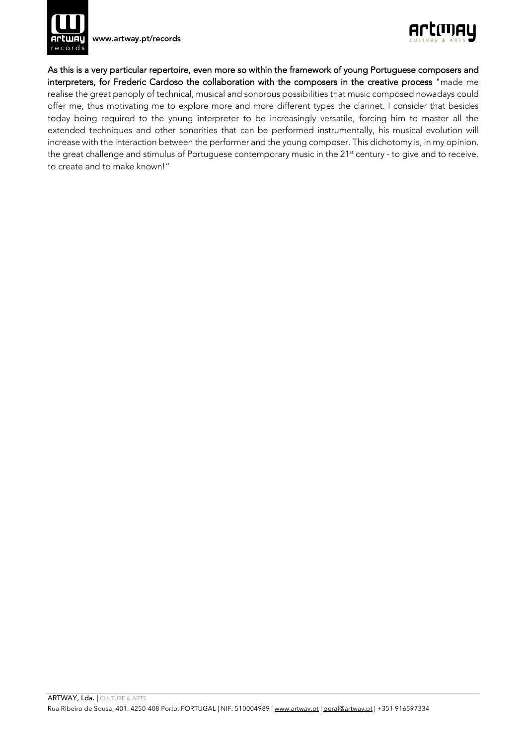**As this is a very particular repertoire, even more so within the framework of young Portuguese composers and interpreters, for Frederic Cardoso the collaboration with the composers in the creative process** "made me realise the great panoply of technical, musical and sonorous possibilities that music composed nowadays could offer me, thus motivating me to explore more and more different types the clarinet. I consider that besides today being required to the young interpreter to be increasingly versatile, forcing him to master all the extended techniques and other sonorities that can be performed instrumentally, his musical evolution will increase with the interaction between the performer and the young composer. This dichotomy is, in my opinion, the great challenge and stimulus of Portuguese contemporary music in the 21st century - to give and to receive, to create and to make known!"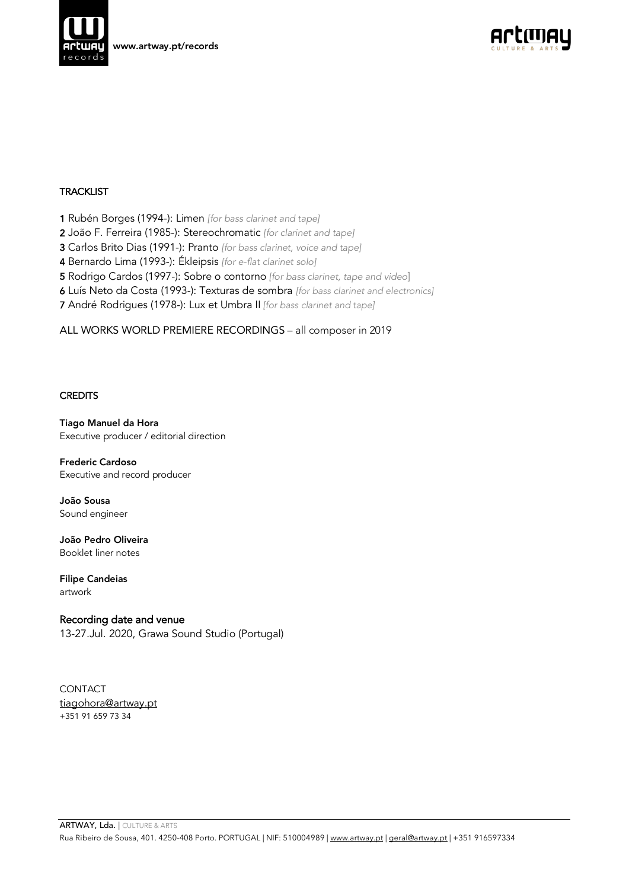## TRACKLIST

**1** Rubén Borges (1994-): Limen *[for bass clarinet and tape]*
**2** João F. Ferreira (1985-): Stereochromatic *[for clarinet and tape]*
**3** Carlos Brito Dias (1991-): Pranto *[for bass clarinet, voice and tape]*
**4** Bernardo Lima (1993-): Ékleipsis *[for e-flat clarinet solo]*
**5** Rodrigo Cardos (1997-): Sobre o contorno *[for bass clarinet, tape and video]*
**6** Luís Neto da Costa (1993-): Texturas de sombra *[for bass clarinet and electronics]*
**7** André Rodrigues (1978-): Lux et Umbra II *[for bass clarinet and tape]*

ALL WORKS WORLD PREMIERE RECORDINGS – all composer in 2019

## CREDITS

**Tiago Manuel da Hora**
Executive producer / editorial direction

**Frederic Cardoso**
Executive and record producer

**João Sousa**
Sound engineer

**João Pedro Oliveira**
Booklet liner notes

**Filipe Candeias**
artwork

### Recording date and venue

13-27.Jul. 2020, Grawa Sound Studio (Portugal)

CONTACT
tiagohora@artway.pt
+351 91 659 73 34